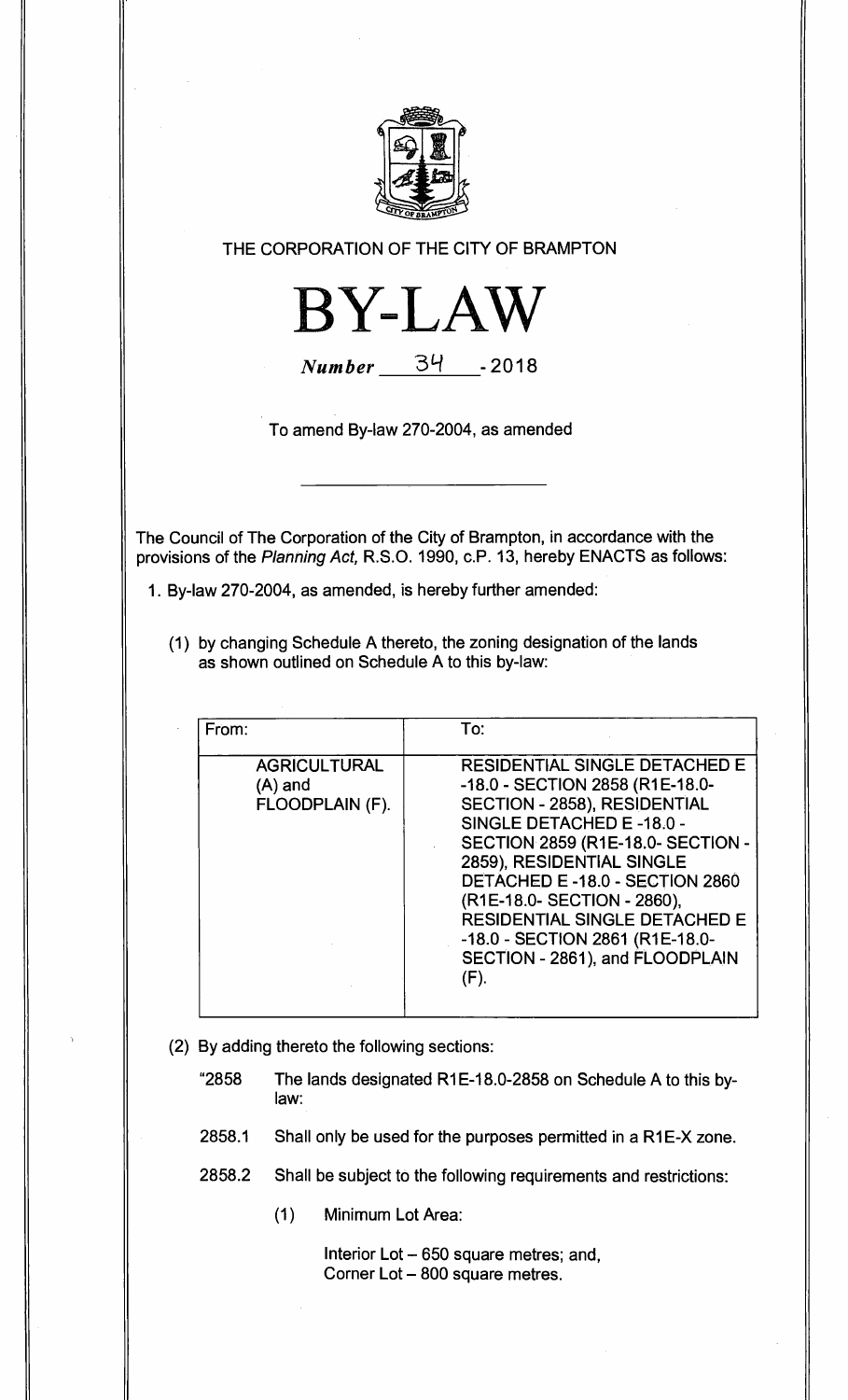THE CORPORATION OF THE CITY OF BRAMPTON

# BY-LAW

*Number* 34 - 2018

To amend By-law 270-2004, as amended

---

The Council of The Corporation of the City of Brampton, in accordance with the provisions of the *Planning Act,* R.S.O. 1990, c.P. 13, hereby ENACTS as follows:

1. By-law 270-2004, as amended, is hereby further amended:

   (1) by changing Schedule A thereto, the zoning designation of the lands as shown outlined on Schedule A to this by-law:

| From: | To: |
|---|---|
| AGRICULTURAL (A) and FLOODPLAIN (F). | RESIDENTIAL SINGLE DETACHED E -18.0 - SECTION 2858 (R1E-18.0-SECTION - 2858), RESIDENTIAL SINGLE DETACHED E -18.0 - SECTION 2859 (R1E-18.0- SECTION - 2859), RESIDENTIAL SINGLE DETACHED E -18.0 - SECTION 2860 (R1E-18.0- SECTION - 2860), RESIDENTIAL SINGLE DETACHED E -18.0 - SECTION 2861 (R1E-18.0-SECTION - 2861), and FLOODPLAIN (F). |

   (2) By adding thereto the following sections:

   "2858 The lands designated R1E-18.0-2858 on Schedule A to this by-law:

   2858.1 Shall only be used for the purposes permitted in a R1E-X zone.

   2858.2 Shall be subject to the following requirements and restrictions:

   (1) Minimum Lot Area:

   Interior Lot – 650 square metres; and,
   Corner Lot – 800 square metres.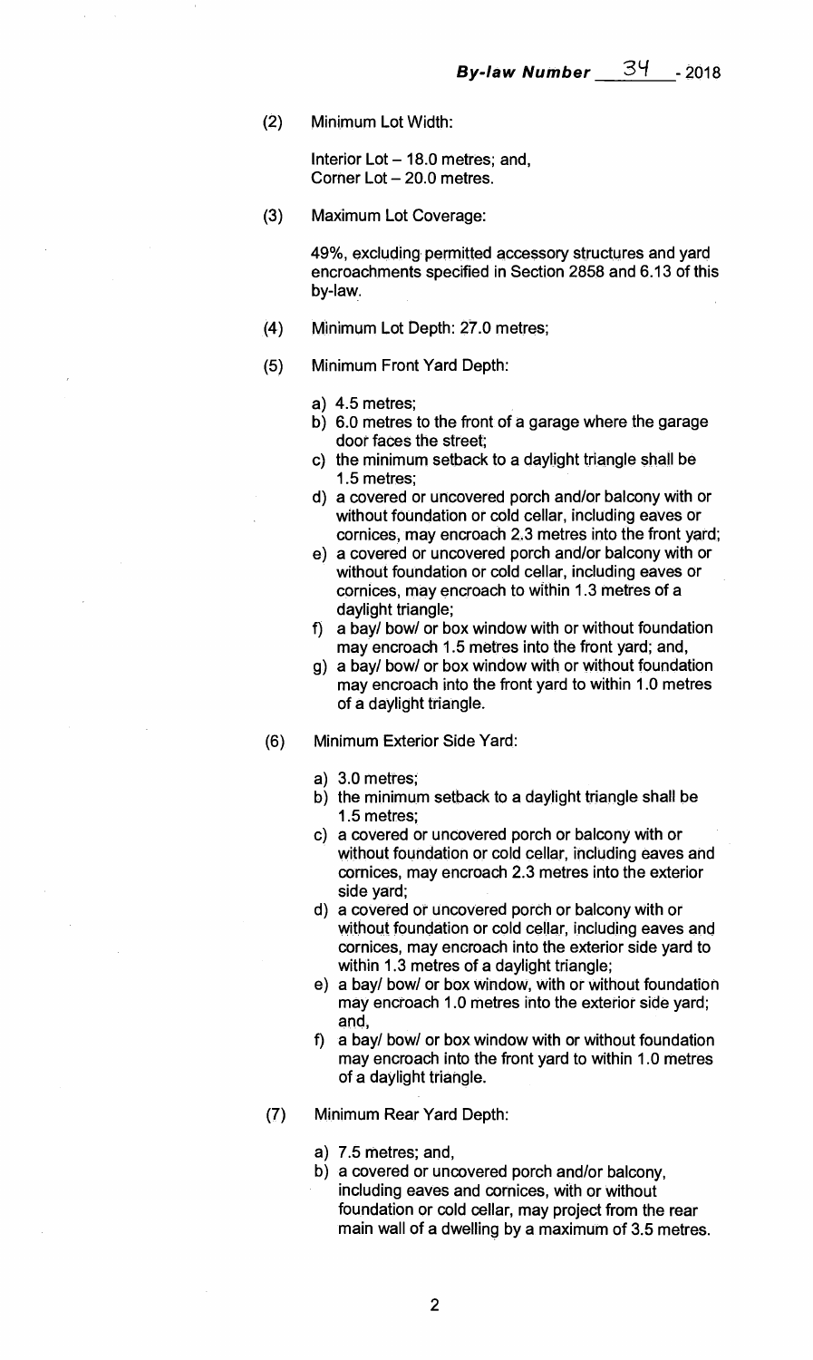(2) Minimum Lot Width:

Interior Lot – 18.0 metres; and,
Corner Lot – 20.0 metres.

(3) Maximum Lot Coverage:

49%, excluding permitted accessory structures and yard encroachments specified in Section 2858 and 6.13 of this by-law.

(4) Minimum Lot Depth: 27.0 metres;

(5) Minimum Front Yard Depth:

a) 4.5 metres;
b) 6.0 metres to the front of a garage where the garage door faces the street;
c) the minimum setback to a daylight triangle shall be 1.5 metres;
d) a covered or uncovered porch and/or balcony with or without foundation or cold cellar, including eaves or cornices, may encroach 2.3 metres into the front yard;
e) a covered or uncovered porch and/or balcony with or without foundation or cold cellar, including eaves or cornices, may encroach to within 1.3 metres of a daylight triangle;
f) a bay/ bow/ or box window with or without foundation may encroach 1.5 metres into the front yard; and,
g) a bay/ bow/ or box window with or without foundation may encroach into the front yard to within 1.0 metres of a daylight triangle.

(6) Minimum Exterior Side Yard:

a) 3.0 metres;
b) the minimum setback to a daylight triangle shall be 1.5 metres;
c) a covered or uncovered porch or balcony with or without foundation or cold cellar, including eaves and cornices, may encroach 2.3 metres into the exterior side yard;
d) a covered or uncovered porch or balcony with or without foundation or cold cellar, including eaves and cornices, may encroach into the exterior side yard to within 1.3 metres of a daylight triangle;
e) a bay/ bow/ or box window, with or without foundation may encroach 1.0 metres into the exterior side yard; and,
f) a bay/ bow/ or box window with or without foundation may encroach into the front yard to within 1.0 metres of a daylight triangle.

(7) Minimum Rear Yard Depth:

a) 7.5 metres; and,
b) a covered or uncovered porch and/or balcony, including eaves and cornices, with or without foundation or cold cellar, may project from the rear main wall of a dwelling by a maximum of 3.5 metres.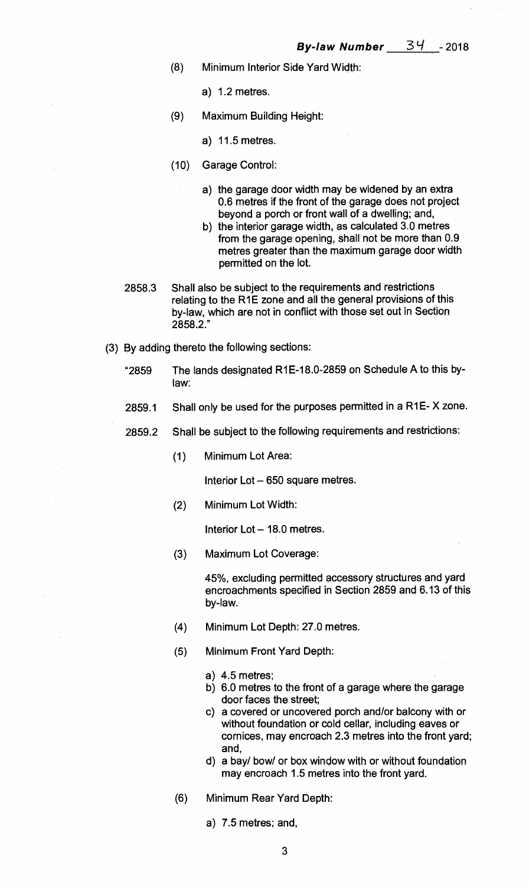(8) Minimum Interior Side Yard Width:

a) 1.2 metres.

(9) Maximum Building Height:

a) 11.5 metres.

(10) Garage Control:

a) the garage door width may be widened by an extra 0.6 metres if the front of the garage does not project beyond a porch or front wall of a dwelling; and,
b) the interior garage width, as calculated 3.0 metres from the garage opening, shall not be more than 0.9 metres greater than the maximum garage door width permitted on the lot.

2858.3 Shall also be subject to the requirements and restrictions relating to the R1E zone and all the general provisions of this by-law, which are not in conflict with those set out in Section 2858.2."

(3) By adding thereto the following sections:

"2859 The lands designated R1E-18.0-2859 on Schedule A to this by-law:

2859.1 Shall only be used for the purposes permitted in a R1E- X zone.

2859.2 Shall be subject to the following requirements and restrictions:

(1) Minimum Lot Area:

Interior Lot – 650 square metres.

(2) Minimum Lot Width:

Interior Lot – 18.0 metres.

(3) Maximum Lot Coverage:

45%, excluding permitted accessory structures and yard encroachments specified in Section 2859 and 6.13 of this by-law.

(4) Minimum Lot Depth: 27.0 metres.

(5) Minimum Front Yard Depth:

a) 4.5 metres;
b) 6.0 metres to the front of a garage where the garage door faces the street;
c) a covered or uncovered porch and/or balcony with or without foundation or cold cellar, including eaves or cornices, may encroach 2.3 metres into the front yard; and,
d) a bay/ bow/ or box window with or without foundation may encroach 1.5 metres into the front yard.

(6) Minimum Rear Yard Depth:

a) 7.5 metres; and,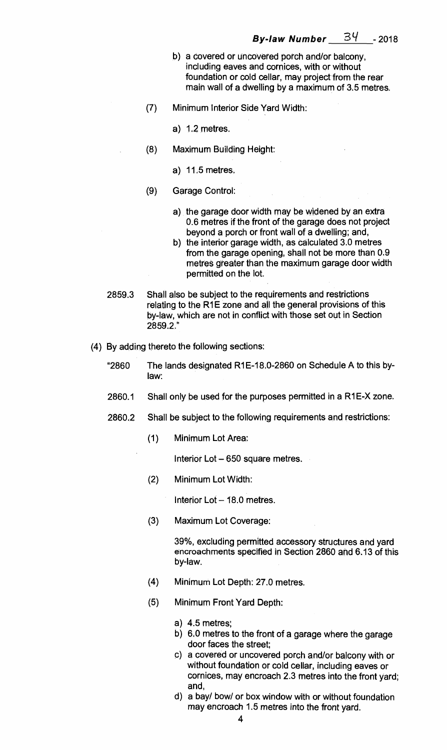b) a covered or uncovered porch and/or balcony, including eaves and cornices, with or without foundation or cold cellar, may project from the rear main wall of a dwelling by a maximum of 3.5 metres.

(7) Minimum Interior Side Yard Width:

a) 1.2 metres.

(8) Maximum Building Height:

a) 11.5 metres.

(9) Garage Control:

a) the garage door width may be widened by an extra 0.6 metres if the front of the garage does not project beyond a porch or front wall of a dwelling; and,

b) the interior garage width, as calculated 3.0 metres from the garage opening, shall not be more than 0.9 metres greater than the maximum garage door width permitted on the lot.

2859.3 Shall also be subject to the requirements and restrictions relating to the R1E zone and all the general provisions of this by-law, which are not in conflict with those set out in Section 2859.2."

(4) By adding thereto the following sections:

"2860 The lands designated R1E-18.0-2860 on Schedule A to this by-law:

2860.1 Shall only be used for the purposes permitted in a R1E-X zone.

2860.2 Shall be subject to the following requirements and restrictions:

(1) Minimum Lot Area:

Interior Lot – 650 square metres.

(2) Minimum Lot Width:

Interior Lot – 18.0 metres.

(3) Maximum Lot Coverage:

39%, excluding permitted accessory structures and yard encroachments specified in Section 2860 and 6.13 of this by-law.

(4) Minimum Lot Depth: 27.0 metres.

(5) Minimum Front Yard Depth:

a) 4.5 metres;

b) 6.0 metres to the front of a garage where the garage door faces the street;

c) a covered or uncovered porch and/or balcony with or without foundation or cold cellar, including eaves or cornices, may encroach 2.3 metres into the front yard; and,

d) a bay/ bow/ or box window with or without foundation may encroach 1.5 metres into the front yard.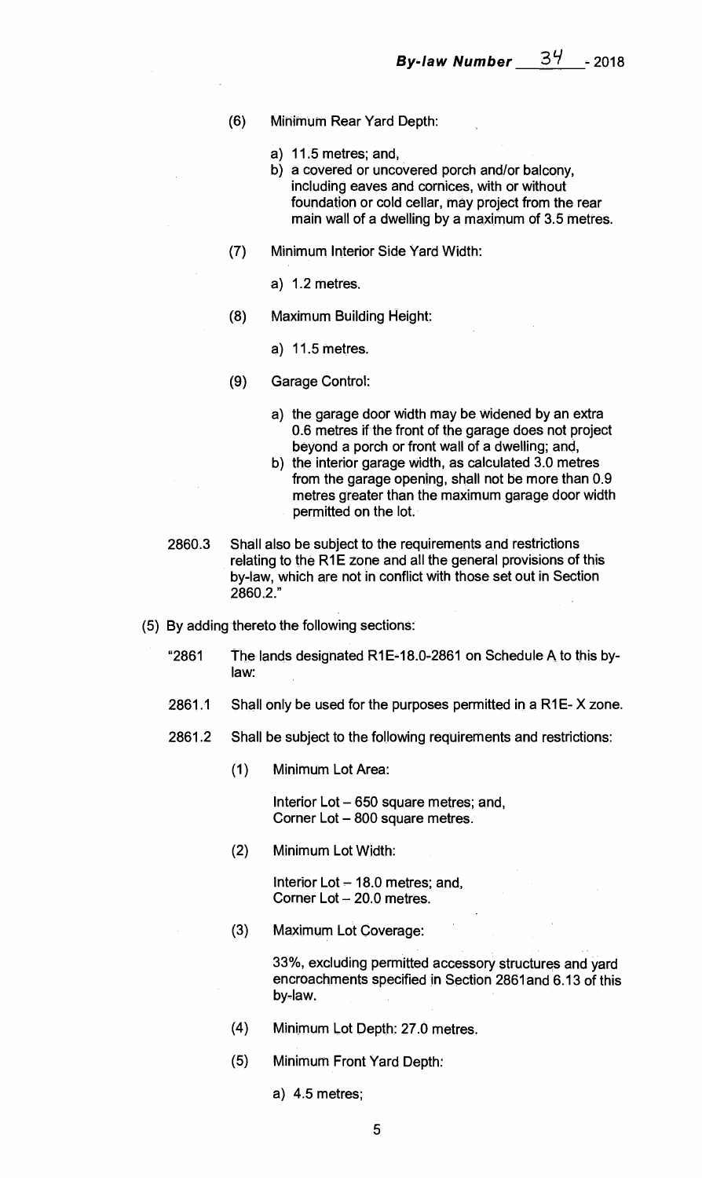(6) Minimum Rear Yard Depth:

   a) 11.5 metres; and,
   b) a covered or uncovered porch and/or balcony, including eaves and cornices, with or without foundation or cold cellar, may project from the rear main wall of a dwelling by a maximum of 3.5 metres.

(7) Minimum Interior Side Yard Width:

   a) 1.2 metres.

(8) Maximum Building Height:

   a) 11.5 metres.

(9) Garage Control:

   a) the garage door width may be widened by an extra 0.6 metres if the front of the garage does not project beyond a porch or front wall of a dwelling; and,
   b) the interior garage width, as calculated 3.0 metres from the garage opening, shall not be more than 0.9 metres greater than the maximum garage door width permitted on the lot.

2860.3 Shall also be subject to the requirements and restrictions relating to the R1E zone and all the general provisions of this by-law, which are not in conflict with those set out in Section 2860.2."

(5) By adding thereto the following sections:

"2861 The lands designated R1E-18.0-2861 on Schedule A to this by-law:

2861.1 Shall only be used for the purposes permitted in a R1E- X zone.

2861.2 Shall be subject to the following requirements and restrictions:

(1) Minimum Lot Area:

   Interior Lot – 650 square metres; and,
   Corner Lot – 800 square metres.

(2) Minimum Lot Width:

   Interior Lot – 18.0 metres; and,
   Corner Lot – 20.0 metres.

(3) Maximum Lot Coverage:

   33%, excluding permitted accessory structures and yard encroachments specified in Section 2861and 6.13 of this by-law.

(4) Minimum Lot Depth: 27.0 metres.

(5) Minimum Front Yard Depth:

   a) 4.5 metres;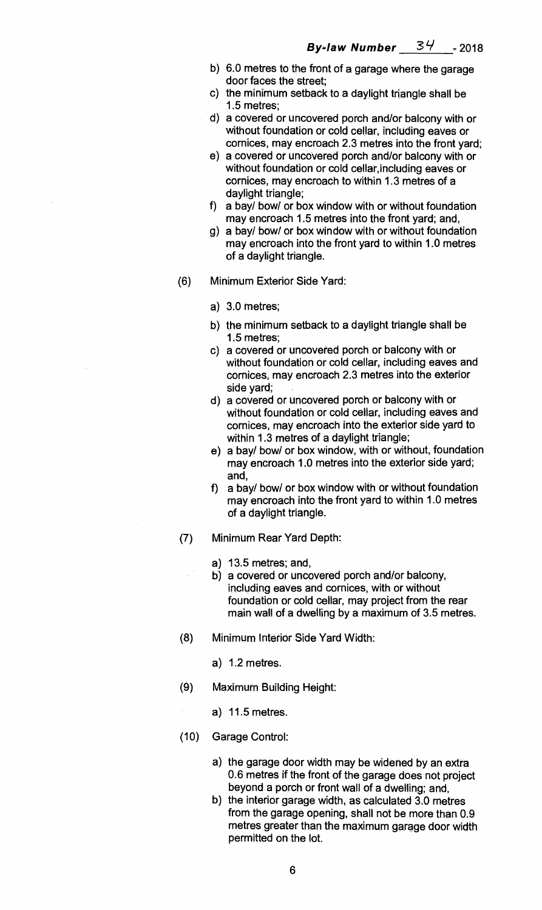b) 6.0 metres to the front of a garage where the garage door faces the street;
c) the minimum setback to a daylight triangle shall be 1.5 metres;
d) a covered or uncovered porch and/or balcony with or without foundation or cold cellar, including eaves or cornices, may encroach 2.3 metres into the front yard;
e) a covered or uncovered porch and/or balcony with or without foundation or cold cellar,including eaves or cornices, may encroach to within 1.3 metres of a daylight triangle;
f) a bay/ bow/ or box window with or without foundation may encroach 1.5 metres into the front yard; and,
g) a bay/ bow/ or box window with or without foundation may encroach into the front yard to within 1.0 metres of a daylight triangle.

(6) Minimum Exterior Side Yard:

a) 3.0 metres;
b) the minimum setback to a daylight triangle shall be 1.5 metres;
c) a covered or uncovered porch or balcony with or without foundation or cold cellar, including eaves and cornices, may encroach 2.3 metres into the exterior side yard;
d) a covered or uncovered porch or balcony with or without foundation or cold cellar, including eaves and cornices, may encroach into the exterior side yard to within 1.3 metres of a daylight triangle;
e) a bay/ bow/ or box window, with or without, foundation may encroach 1.0 metres into the exterior side yard; and,
f) a bay/ bow/ or box window with or without foundation may encroach into the front yard to within 1.0 metres of a daylight triangle.

(7) Minimum Rear Yard Depth:

a) 13.5 metres; and,
b) a covered or uncovered porch and/or balcony, including eaves and cornices, with or without foundation or cold cellar, may project from the rear main wall of a dwelling by a maximum of 3.5 metres.

(8) Minimum Interior Side Yard Width:

a) 1.2 metres.

(9) Maximum Building Height:

a) 11.5 metres.

(10) Garage Control:

a) the garage door width may be widened by an extra 0.6 metres if the front of the garage does not project beyond a porch or front wall of a dwelling; and,
b) the interior garage width, as calculated 3.0 metres from the garage opening, shall not be more than 0.9 metres greater than the maximum garage door width permitted on the lot.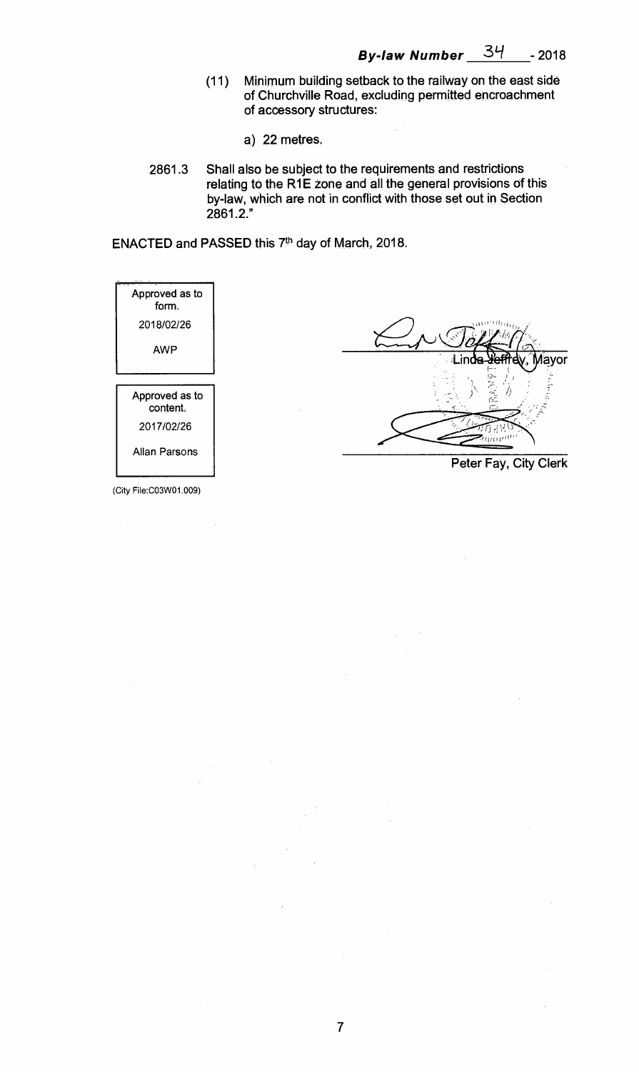**By-law Number 34 - 2018**

(11) Minimum building setback to the railway on the east side of Churchville Road, excluding permitted encroachment of accessory structures:

a) 22 metres.

2861.3 Shall also be subject to the requirements and restrictions relating to the R1E zone and all the general provisions of this by-law, which are not in conflict with those set out in Section 2861.2."

ENACTED and PASSED this 7th day of March, 2018.

| Approved as to form. |
|---|
| 2018/02/26 |
| AWP |

| Approved as to content. |
|---|
| 2017/02/26 |
| Allan Parsons |

Linda Jeffrey, Mayor

Peter Fay, City Clerk

(City File:C03W01.009)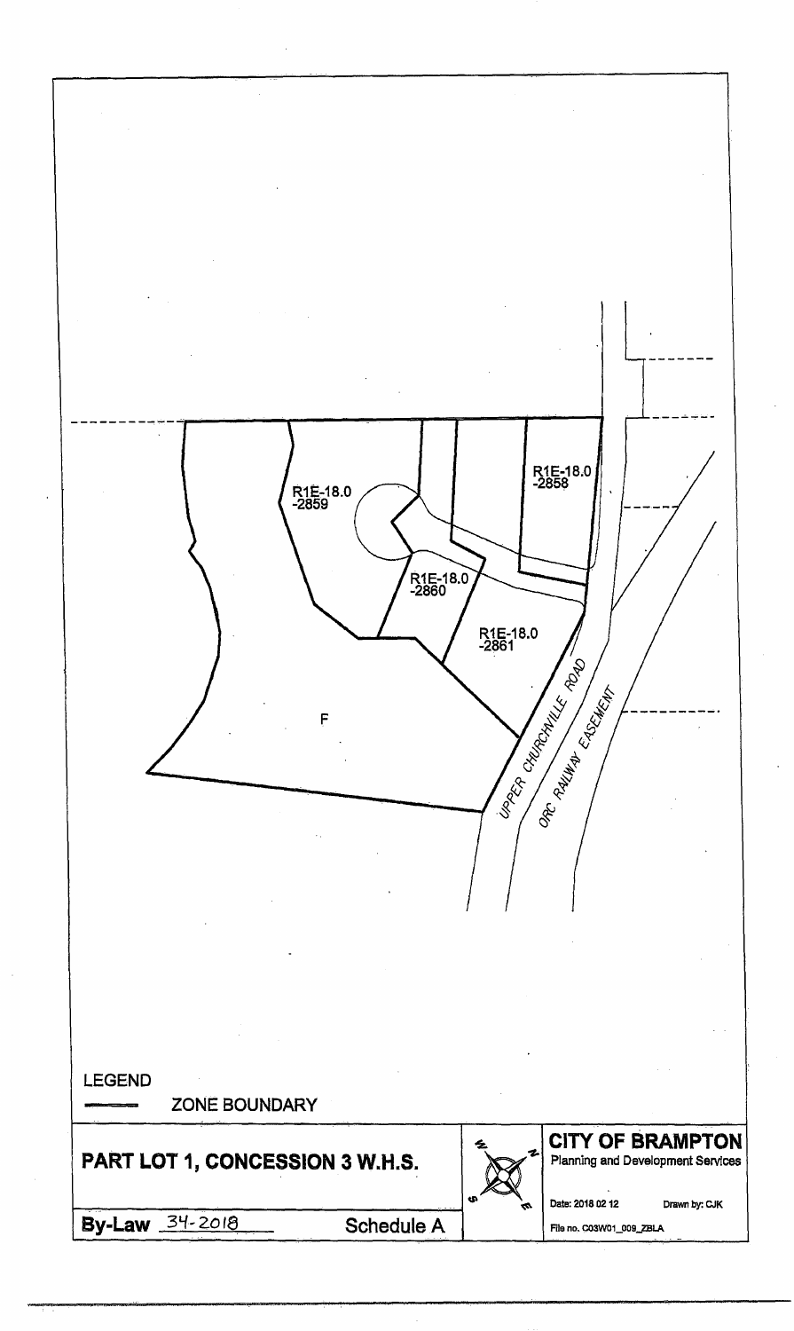R1E-18.0
-2858

R1E-18.0
-2859

R1E-18.0
-2860

R1E-18.0
-2861

F

UPPER CHURCHVILLE ROAD

ORC RAILWAY EASEMENT

LEGEND

ZONE BOUNDARY

**PART LOT 1, CONCESSION 3 W.H.S.**

**By-Law** 34-2018 **Schedule A**

**CITY OF BRAMPTON**
Planning and Development Services

Date: 2018 02 12 Drawn by: CJK

File no. C03W01_009_ZBLA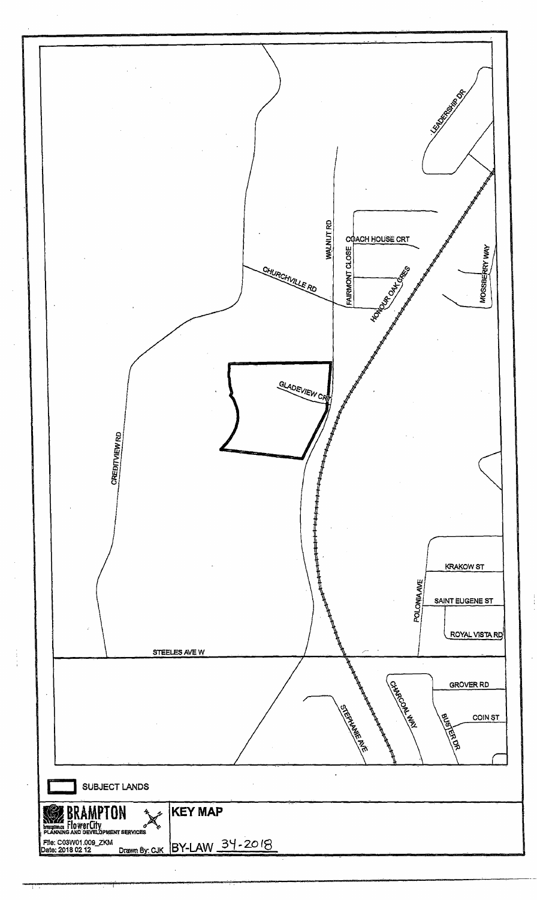LEADERSHIP DR

COACH HOUSE CRT

WALNUT RD

FAIRMONT CLOSE

MOSSBERRY WAY

CHURCHVILLE RD

HONOUR OAK CRES

GLADEVIEW CRT

CREDITVIEW RD

KRAKOW ST

POLONIA AVE

SAINT EUGENE ST

ROYAL VISTA RD

STEELES AVE W

GROVER RD

CHARCOAL WAY

COIN ST

BUSTER DR

STEPHANIE AVE

SUBJECT LANDS

BRAMPTON FlowerCity
PLANNING AND DEVELOPMENT SERVICES

File: C03W01.009_ZKM
Date: 2018 02 12 Drawn By: CJK

# KEY MAP

BY-LAW 34-2018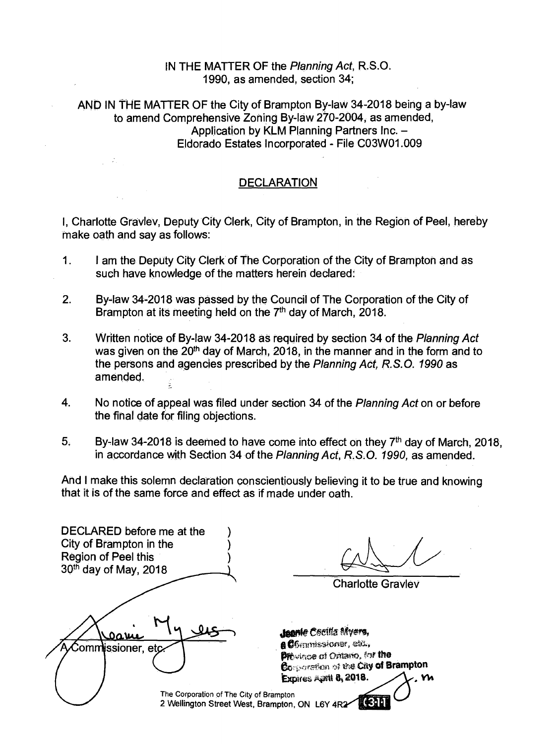IN THE MATTER OF the *Planning Act*, R.S.O. 1990, as amended, section 34;

AND IN THE MATTER OF the City of Brampton By-law 34-2018 being a by-law to amend Comprehensive Zoning By-law 270-2004, as amended, Application by KLM Planning Partners Inc. – Eldorado Estates Incorporated - File C03W01.009

## DECLARATION

I, Charlotte Gravlev, Deputy City Clerk, City of Brampton, in the Region of Peel, hereby make oath and say as follows:

1. I am the Deputy City Clerk of The Corporation of the City of Brampton and as such have knowledge of the matters herein declared:

2. By-law 34-2018 was passed by the Council of The Corporation of the City of Brampton at its meeting held on the 7th day of March, 2018.

3. Written notice of By-law 34-2018 as required by section 34 of the *Planning Act* was given on the 20th day of March, 2018, in the manner and in the form and to the persons and agencies prescribed by the *Planning Act, R.S.O. 1990* as amended.

4. No notice of appeal was filed under section 34 of the *Planning Act* on or before the final date for filing objections.

5. By-law 34-2018 is deemed to have come into effect on they 7th day of March, 2018, in accordance with Section 34 of the *Planning Act, R.S.O. 1990,* as amended.

And I make this solemn declaration conscientiously believing it to be true and knowing that it is of the same force and effect as if made under oath.

DECLARED before me at the City of Brampton in the Region of Peel this 30th day of May, 2018

Charlotte Gravlev

A Commissioner, etc.

Jeanie Cecilia Myers,
a Commissioner, etc.,
Province of Ontario, for the
Corporation of the City of Brampton
Expires April 8, 2018.

The Corporation of The City of Brampton
2 Wellington Street West, Brampton, ON L6Y 4R2